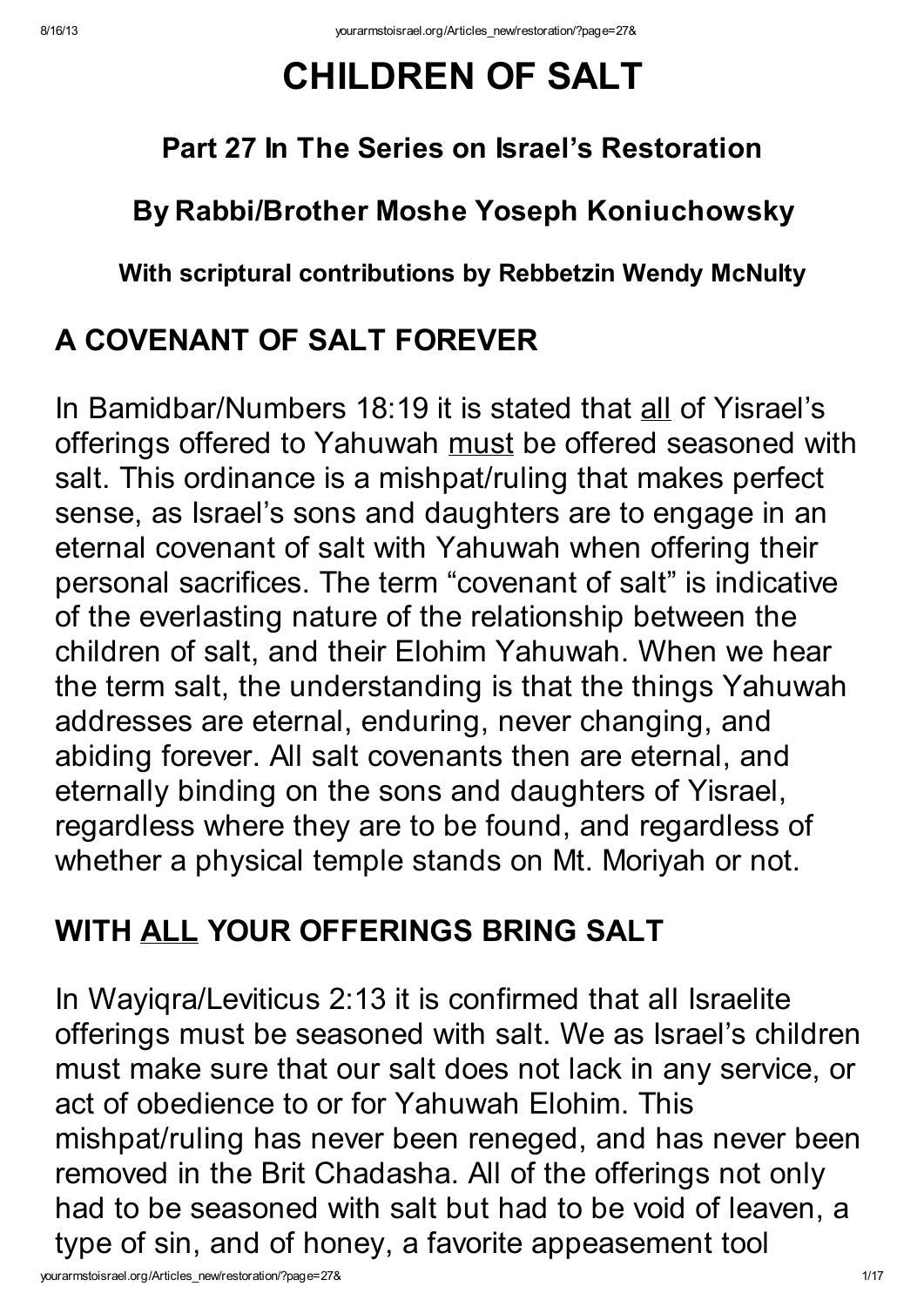# CHILDREN OF SALT

### Part 27 In The Series on Israel's Restoration

### By Rabbi/Brother Moshe Yoseph Koniuchowsky

#### With scriptural contributions by Rebbetzin Wendy McNulty

## A COVENANT OF SALT FOREVER

In Bamidbar/Numbers 18:19 it is stated that <u>all</u> of Yisrael's offerings offered to Yahuwah <u>must</u> be offered seasoned with salt. This ordinance is a mishpat/ruling that makes perfect sense, as Israel's sons and daughters are to engage in an eternal covenant of salt with Yahuwah when offering their personal sacrifices. The term "covenant of salt" is indicative of the everlasting nature of the relationship between the children of salt, and their Elohim Yahuwah. When we hear the term salt, the understanding is that the things Yahuwah addresses are eternal, enduring, never changing, and abiding forever. All salt covenants then are eternal, and eternally binding on the sons and daughters of Yisrael, regardless where they are to be found, and regardless of whether a physical temple stands on Mt. Moriyah or not.

## WITH <u>ALL</u> YOUR OFFERINGS BRING SALT

In Wayiqra/Leviticus 2:13 it is confirmed that all Israelite offerings must be seasoned with salt. We as Israel's children must make sure that our salt does not lack in any service, or act of obedience to or for Yahuwah Elohim. This mishpat/ruling has never been reneged, and has never been removed in the Brit Chadasha. All of the offerings not only had to be seasoned with salt but had to be void of leaven, a type of sin, and of honey, a favorite appeasement tool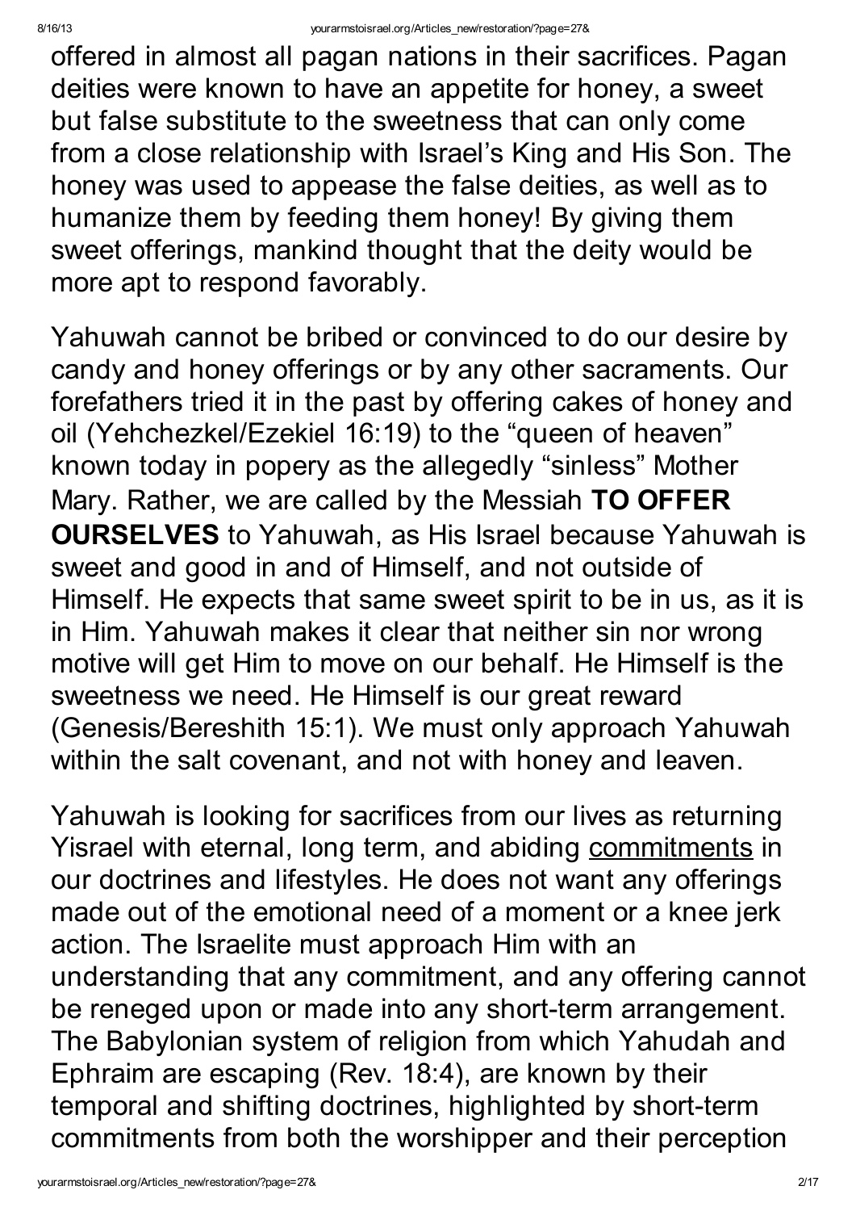offered in almost all pagan nations in their sacrifices. Pagan deities were known to have an appetite for honey, a sweet but false substitute to the sweetness that can only come from a close relationship with Israel's King and His Son. The honey was used to appease the false deities, as well as to humanize them by feeding them honey! By giving them sweet offerings, mankind thought that the deity would be more apt to respond favorably.

Yahuwah cannot be bribed or convinced to do our desire by candy and honey offerings or by any other sacraments. Our forefathers tried it in the past by offering cakes of honey and oil (Yehchezkel/Ezekiel 16:19) to the "queen of heaven" known today in popery as the allegedly "sinless" Mother Mary. Rather, we are called by the Messiah **TO OFFER OURSELVES** to Yahuwah, as His Israel because Yahuwah is sweet and good in and of Himself, and not outside of Himself. He expects that same sweet spirit to be in us, as it is in Him. Yahuwah makes it clear that neither sin nor wrong motive will get Him to move on our behalf. He Himself is the sweetness we need. He Himself is our great reward (Genesis/Bereshith 15:1). We must only approach Yahuwah within the salt covenant, and not with honey and leaven.

Yahuwah is looking for sacrifices from our lives as returning Yisrael with eternal, long term, and abiding commitments in our doctrines and lifestyles. He does not want any offerings made out of the emotional need of a moment or a knee jerk action. The Israelite must approach Him with an understanding that any commitment, and any offering cannot be reneged upon or made into any short-term arrangement. The Babylonian system of religion from which Yahudah and Ephraim are escaping (Rev. 18:4), are known by their temporal and shifting doctrines, highlighted by short-term commitments from both the worshipper and their perception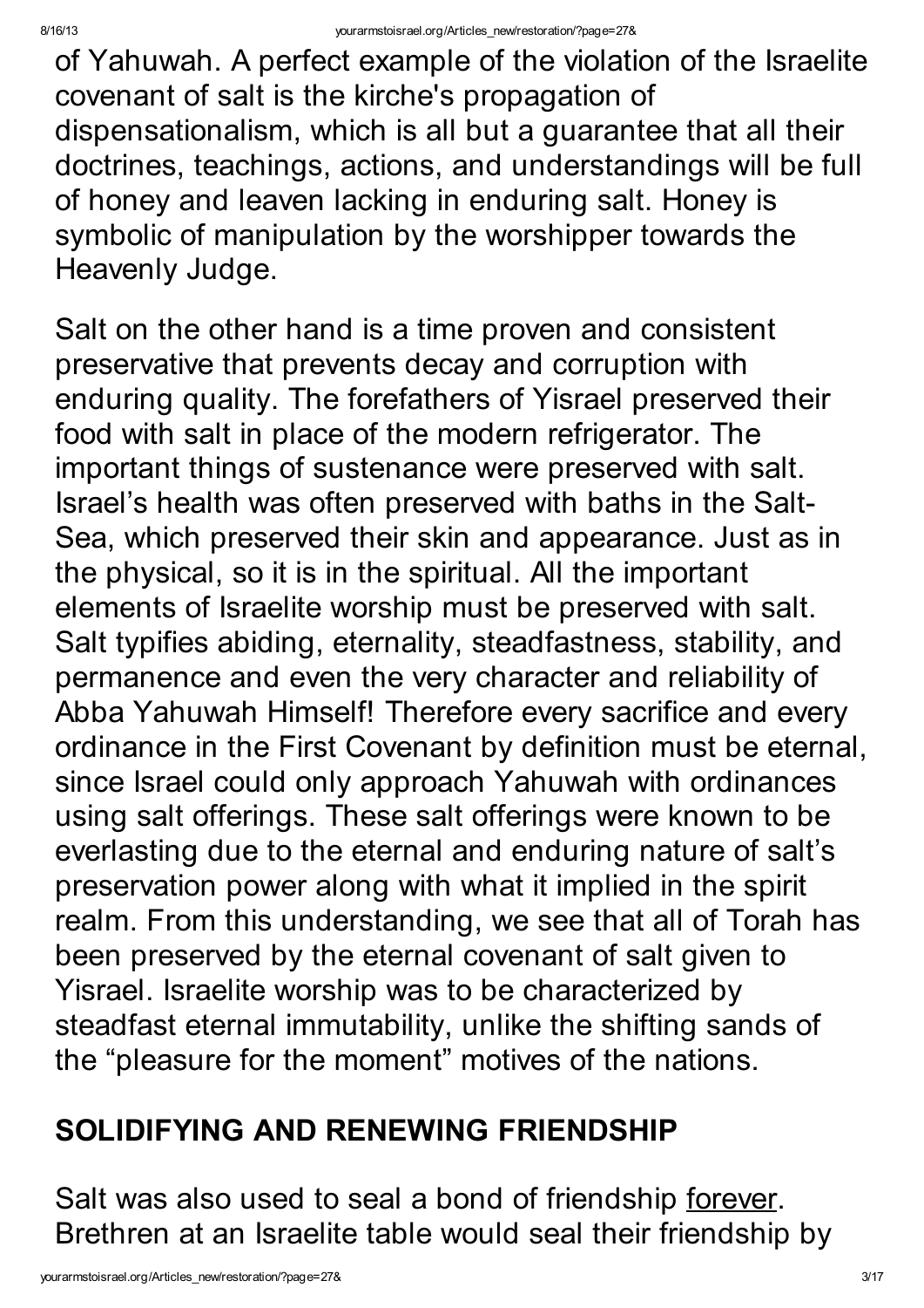of Yahuwah. A perfect example of the violation of the Israelite covenant of salt is the kirche's propagation of dispensationalism, which is all but a guarantee that all their doctrines, teachings, actions, and understandings will be full of honey and leaven lacking in enduring salt. Honey is symbolic of manipulation by the worshipper towards the Heavenly Judge.

Salt on the other hand is a time proven and consistent preservative that prevents decay and corruption with enduring quality. The forefathers of Yisrael preserved their food with salt in place of the modern refrigerator. The important things of sustenance were preserved with salt. Israel's health was often preserved with baths in the Salt-Sea, which preserved their skin and appearance. Just as in the physical, so it is in the spiritual. All the important elements of Israelite worship must be preserved with salt. Salt typifies abiding, eternality, steadfastness, stability, and permanence and even the very character and reliability of Abba Yahuwah Himself! Therefore every sacrifice and every ordinance in the First Covenant by definition must be eternal, since Israel could only approach Yahuwah with ordinances using salt offerings. These salt offerings were known to be everlasting due to the eternal and enduring nature of salt's preservation power along with what it implied in the spirit realm. From this understanding, we see that all of Torah has been preserved by the eternal covenant of salt given to Yisrael. Israelite worship was to be characterized by steadfast eternal immutability, unlike the shifting sands of the "pleasure for the moment" motives of the nations.

## SOLIDIFYING AND RENEWING FRIENDSHIP

Salt was also used to seal a bond of friendship <u>forever</u>. Brethren at an Israelite table would seal their friendship by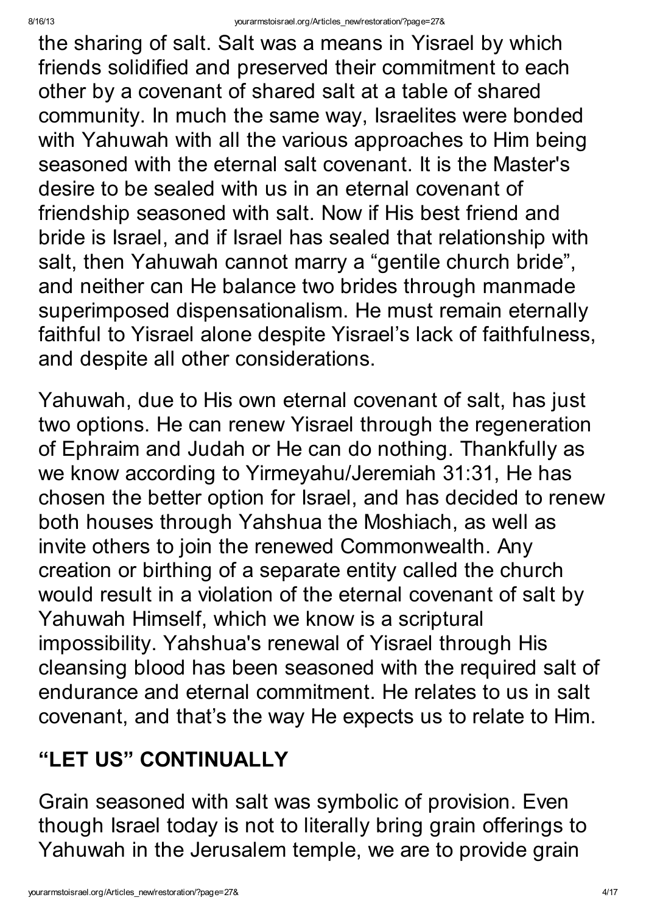the sharing of salt. Salt was a means in Yisrael by which friends solidified and preserved their commitment to each other by a covenant of shared salt at a table of shared community. In much the same way, Israelites were bonded with Yahuwah with all the various approaches to Him being seasoned with the eternal salt covenant. It is the Master's desire to be sealed with us in an eternal covenant of friendship seasoned with salt. Now if His best friend and bride is Israel, and if Israel has sealed that relationship with salt, then Yahuwah cannot marry a “gentile church bride”, and neither can He balance two brides through manmade superimposed dispensationalism. He must remain eternally faithful to Yisrael alone despite Yisrael’s lack of faithfulness, and despite all other considerations.

Yahuwah, due to His own eternal covenant of salt, has just two options. He can renew Yisrael through the regeneration of Ephraim and Judah or He can do nothing. Thankfully as we know according to Yirmeyahu/Jeremiah 31:31, He has chosen the better option for Israel, and has decided to renew both houses through Yahshua the Moshiach, as well as invite others to join the renewed Commonwealth. Any creation or birthing of a separate entity called the church would result in a violation of the eternal covenant of salt by Yahuwah Himself, which we know is a scriptural impossibility. Yahshua's renewal of Yisrael through His cleansing blood has been seasoned with the required salt of endurance and eternal commitment. He relates to us in salt covenant, and that’s the way He expects us to relate to Him.

## “LET US” CONTINUALLY

Grain seasoned with salt was symbolic of provision. Even though Israel today is not to literally bring grain offerings to Yahuwah in the Jerusalem temple, we are to provide grain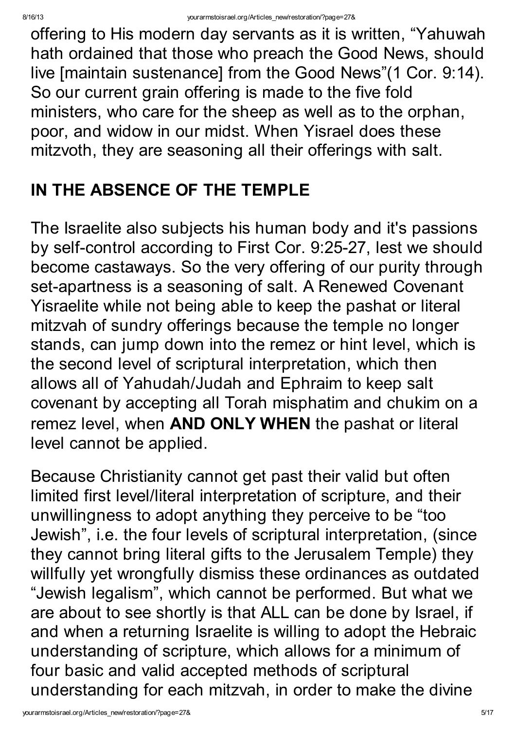offering to His modern day servants as it is written, “Yahuwah hath ordained that those who preach the Good News, should live [maintain sustenance] from the Good News”(1 Cor. 9:14). So our current grain offering is made to the five fold ministers, who care for the sheep as well as to the orphan, poor, and widow in our midst. When Yisrael does these mitzvoth, they are seasoning all their offerings with salt.

## IN THE ABSENCE OF THE TEMPLE

The Israelite also subjects his human body and it's passions by self-control according to First Cor. 9:25-27, lest we should become castaways. So the very offering of our purity through set-apartness is a seasoning of salt. A Renewed Covenant Yisraelite while not being able to keep the pashat or literal mitzvah of sundry offerings because the temple no longer stands, can jump down into the remez or hint level, which is the second level of scriptural interpretation, which then allows all of Yahudah/Judah and Ephraim to keep salt covenant by accepting all Torah misphatim and chukim on a remez level, when **AND ONLY WHEN** the pashat or literal level cannot be applied.

Because Christianity cannot get past their valid but often limited first level/literal interpretation of scripture, and their unwillingness to adopt anything they perceive to be “too Jewish”, i.e. the four levels of scriptural interpretation, (since they cannot bring literal gifts to the Jerusalem Temple) they willfully yet wrongfully dismiss these ordinances as outdated “Jewish legalism”, which cannot be performed. But what we are about to see shortly is that ALL can be done by Israel, if and when a returning Israelite is willing to adopt the Hebraic understanding of scripture, which allows for a minimum of four basic and valid accepted methods of scriptural understanding for each mitzvah, in order to make the divine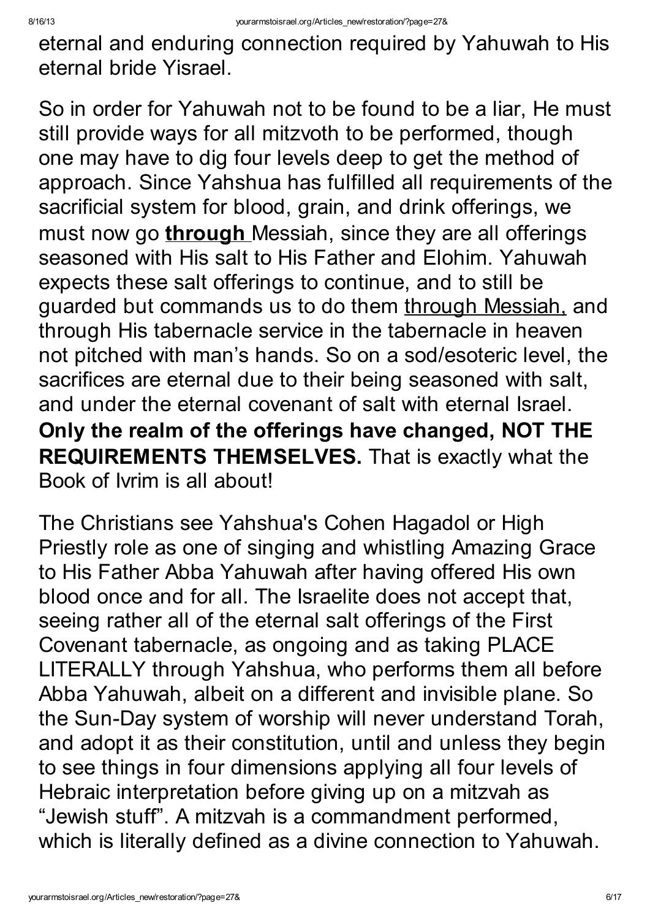eternal and enduring connection required by Yahuwah to His eternal bride Yisrael.

So in order for Yahuwah not to be found to be a liar, He must still provide ways for all mitzvoth to be performed, though one may have to dig four levels deep to get the method of approach. Since Yahshua has fulfilled all requirements of the sacrificial system for blood, grain, and drink offerings, we must now go **<u>through</u>** Messiah, since they are all offerings seasoned with His salt to His Father and Elohim. Yahuwah expects these salt offerings to continue, and to still be guarded but commands us to do them <u>through Messiah,</u> and through His tabernacle service in the tabernacle in heaven not pitched with man's hands. So on a sod/esoteric level, the sacrifices are eternal due to their being seasoned with salt, and under the eternal covenant of salt with eternal Israel. **Only the realm of the offerings have changed, NOT THE REQUIREMENTS THEMSELVES.** That is exactly what the Book of Ivrim is all about!

The Christians see Yahshua's Cohen Hagadol or High Priestly role as one of singing and whistling Amazing Grace to His Father Abba Yahuwah after having offered His own blood once and for all. The Israelite does not accept that, seeing rather all of the eternal salt offerings of the First Covenant tabernacle, as ongoing and as taking PLACE LITERALLY through Yahshua, who performs them all before Abba Yahuwah, albeit on a different and invisible plane. So the Sun-Day system of worship will never understand Torah, and adopt it as their constitution, until and unless they begin to see things in four dimensions applying all four levels of Hebraic interpretation before giving up on a mitzvah as "Jewish stuff". A mitzvah is a commandment performed, which is literally defined as a divine connection to Yahuwah.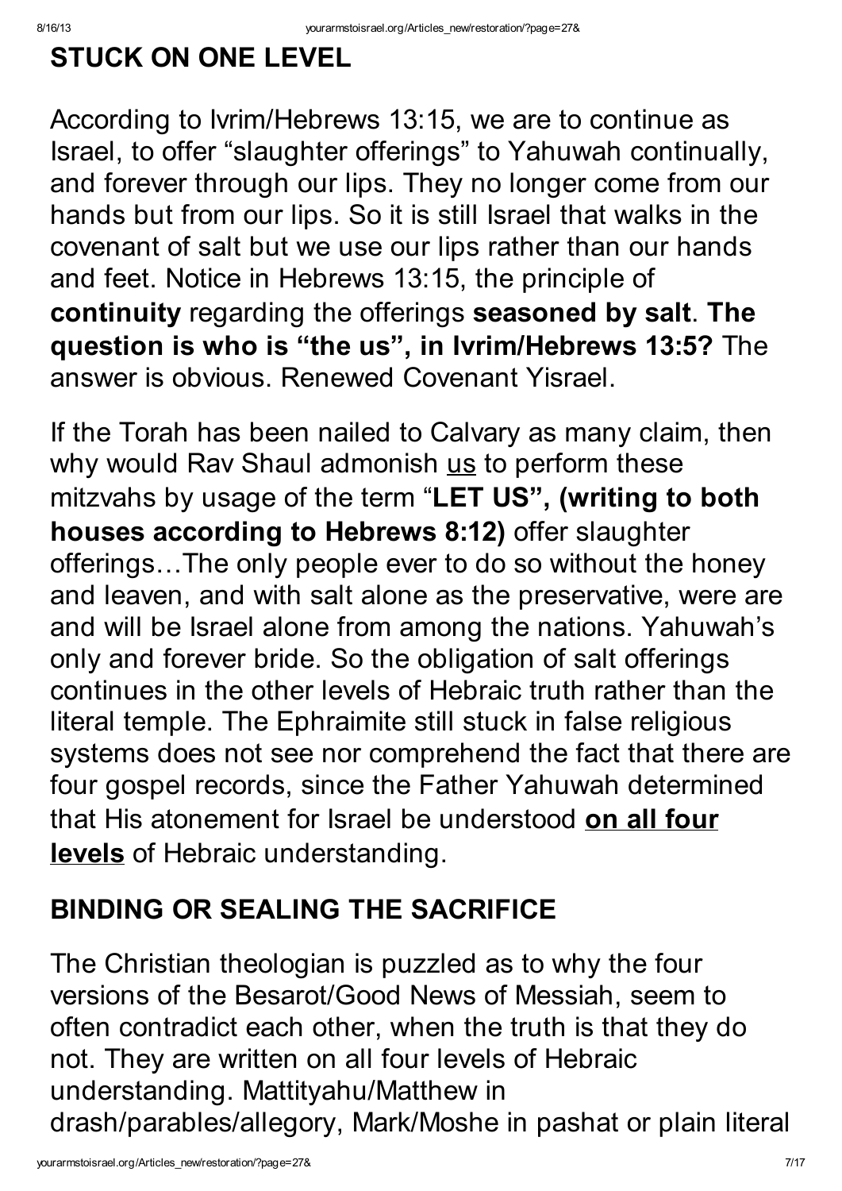## STUCK ON ONE LEVEL

According to Ivrim/Hebrews 13:15, we are to continue as Israel, to offer "slaughter offerings" to Yahuwah continually, and forever through our lips. They no longer come from our hands but from our lips. So it is still Israel that walks in the covenant of salt but we use our lips rather than our hands and feet. Notice in Hebrews 13:15, the principle of **continuity** regarding the offerings **seasoned by salt**. **The question is who is "the us", in Ivrim/Hebrews 13:5?** The answer is obvious. Renewed Covenant Yisrael.

If the Torah has been nailed to Calvary as many claim, then why would Rav Shaul admonish <u>us</u> to perform these mitzvahs by usage of the term "**LET US", (writing to both houses according to Hebrews 8:12)** offer slaughter offerings…The only people ever to do so without the honey and leaven, and with salt alone as the preservative, were are and will be Israel alone from among the nations. Yahuwah's only and forever bride. So the obligation of salt offerings continues in the other levels of Hebraic truth rather than the literal temple. The Ephraimite still stuck in false religious systems does not see nor comprehend the fact that there are four gospel records, since the Father Yahuwah determined that His atonement for Israel be understood <u>**on all four levels**</u> of Hebraic understanding.

## BINDING OR SEALING THE SACRIFICE

The Christian theologian is puzzled as to why the four versions of the Besarot/Good News of Messiah, seem to often contradict each other, when the truth is that they do not. They are written on all four levels of Hebraic understanding. Mattityahu/Matthew in drash/parables/allegory, Mark/Moshe in pashat or plain literal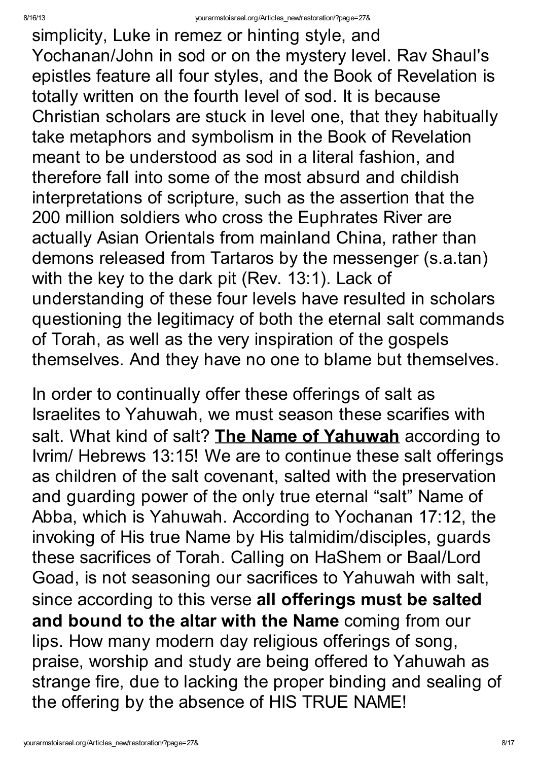simplicity, Luke in remez or hinting style, and Yochanan/John in sod or on the mystery level. Rav Shaul's epistles feature all four styles, and the Book of Revelation is totally written on the fourth level of sod. It is because Christian scholars are stuck in level one, that they habitually take metaphors and symbolism in the Book of Revelation meant to be understood as sod in a literal fashion, and therefore fall into some of the most absurd and childish interpretations of scripture, such as the assertion that the 200 million soldiers who cross the Euphrates River are actually Asian Orientals from mainland China, rather than demons released from Tartaros by the messenger (s.a.tan) with the key to the dark pit (Rev. 13:1). Lack of understanding of these four levels have resulted in scholars questioning the legitimacy of both the eternal salt commands of Torah, as well as the very inspiration of the gospels themselves. And they have no one to blame but themselves.

In order to continually offer these offerings of salt as Israelites to Yahuwah, we must season these scarifies with salt. What kind of salt? **The Name of Yahuwah** according to Ivrim/ Hebrews 13:15! We are to continue these salt offerings as children of the salt covenant, salted with the preservation and guarding power of the only true eternal “salt” Name of Abba, which is Yahuwah. According to Yochanan 17:12, the invoking of His true Name by His talmidim/disciples, guards these sacrifices of Torah. Calling on HaShem or Baal/Lord Goad, is not seasoning our sacrifices to Yahuwah with salt, since according to this verse **all offerings must be salted and bound to the altar with the Name** coming from our lips. How many modern day religious offerings of song, praise, worship and study are being offered to Yahuwah as strange fire, due to lacking the proper binding and sealing of the offering by the absence of HIS TRUE NAME!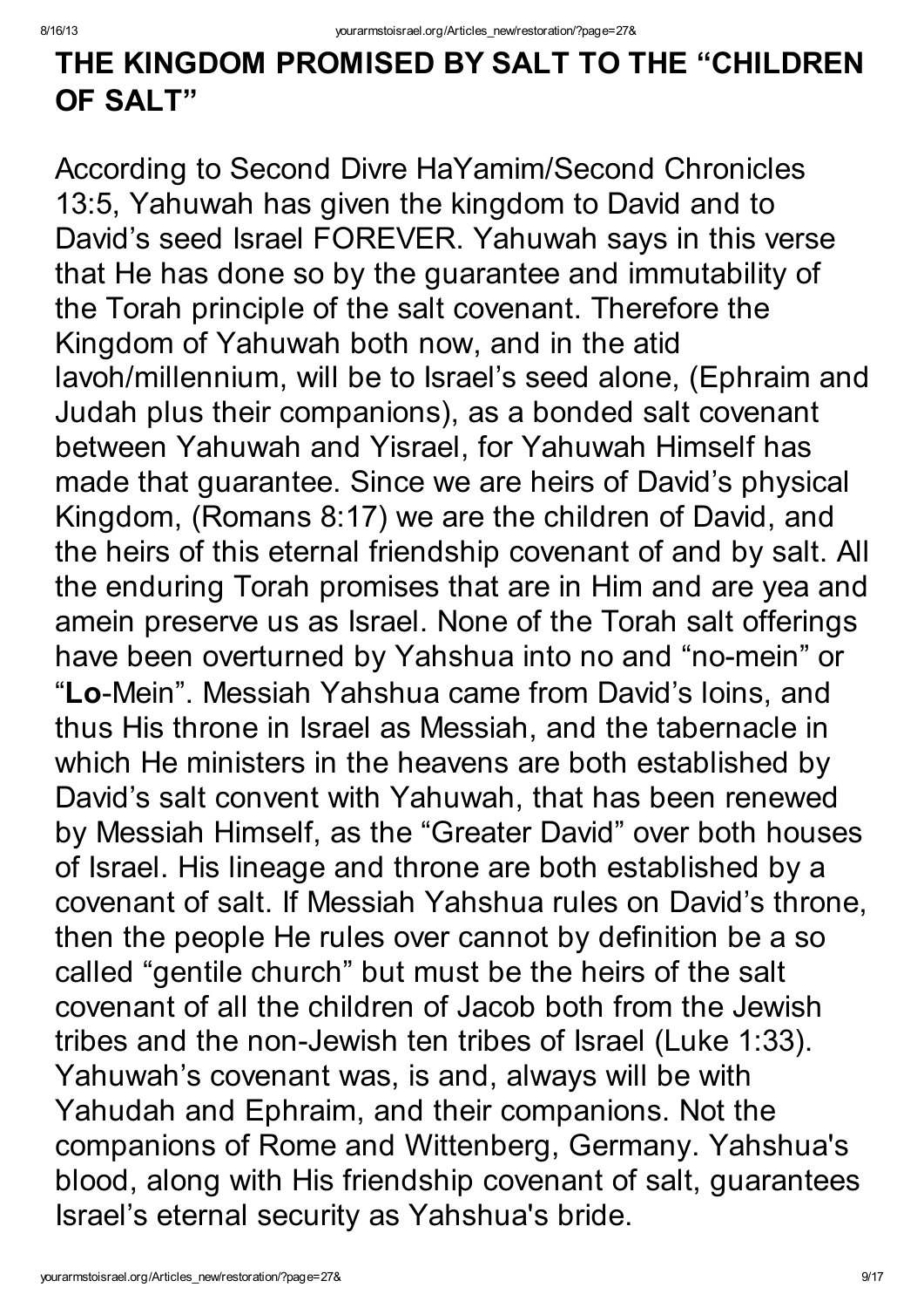# THE KINGDOM PROMISED BY SALT TO THE "CHILDREN OF SALT"

According to Second Divre HaYamim/Second Chronicles 13:5, Yahuwah has given the kingdom to David and to David's seed Israel FOREVER. Yahuwah says in this verse that He has done so by the guarantee and immutability of the Torah principle of the salt covenant. Therefore the Kingdom of Yahuwah both now, and in the atid lavoh/millennium, will be to Israel's seed alone, (Ephraim and Judah plus their companions), as a bonded salt covenant between Yahuwah and Yisrael, for Yahuwah Himself has made that guarantee. Since we are heirs of David's physical Kingdom, (Romans 8:17) we are the children of David, and the heirs of this eternal friendship covenant of and by salt. All the enduring Torah promises that are in Him and are yea and amein preserve us as Israel. None of the Torah salt offerings have been overturned by Yahshua into no and "no-mein" or "**Lo**-Mein". Messiah Yahshua came from David's loins, and thus His throne in Israel as Messiah, and the tabernacle in which He ministers in the heavens are both established by David's salt convent with Yahuwah, that has been renewed by Messiah Himself, as the "Greater David" over both houses of Israel. His lineage and throne are both established by a covenant of salt. If Messiah Yahshua rules on David's throne, then the people He rules over cannot by definition be a so called "gentile church" but must be the heirs of the salt covenant of all the children of Jacob both from the Jewish tribes and the non-Jewish ten tribes of Israel (Luke 1:33). Yahuwah's covenant was, is and, always will be with Yahudah and Ephraim, and their companions. Not the companions of Rome and Wittenberg, Germany. Yahshua's blood, along with His friendship covenant of salt, guarantees Israel's eternal security as Yahshua's bride.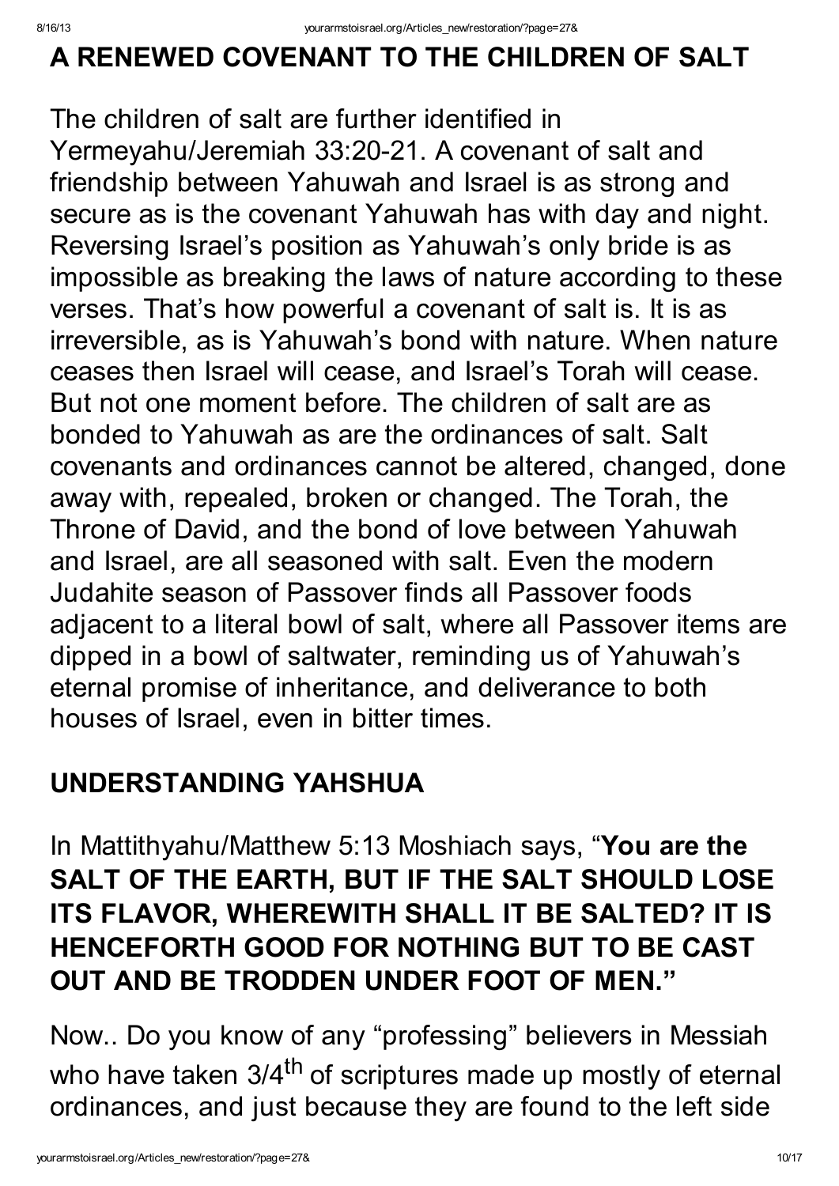## A RENEWED COVENANT TO THE CHILDREN OF SALT

The children of salt are further identified in Yermeyahu/Jeremiah 33:20-21. A covenant of salt and friendship between Yahuwah and Israel is as strong and secure as is the covenant Yahuwah has with day and night. Reversing Israel's position as Yahuwah's only bride is as impossible as breaking the laws of nature according to these verses. That's how powerful a covenant of salt is. It is as irreversible, as is Yahuwah's bond with nature. When nature ceases then Israel will cease, and Israel's Torah will cease. But not one moment before. The children of salt are as bonded to Yahuwah as are the ordinances of salt. Salt covenants and ordinances cannot be altered, changed, done away with, repealed, broken or changed. The Torah, the Throne of David, and the bond of love between Yahuwah and Israel, are all seasoned with salt. Even the modern Judahite season of Passover finds all Passover foods adjacent to a literal bowl of salt, where all Passover items are dipped in a bowl of saltwater, reminding us of Yahuwah's eternal promise of inheritance, and deliverance to both houses of Israel, even in bitter times.

## UNDERSTANDING YAHSHUA

In Mattithyahu/Matthew 5:13 Moshiach says, "**You are the SALT OF THE EARTH, BUT IF THE SALT SHOULD LOSE ITS FLAVOR, WHEREWITH SHALL IT BE SALTED? IT IS HENCEFORTH GOOD FOR NOTHING BUT TO BE CAST OUT AND BE TRODDEN UNDER FOOT OF MEN.**"

Now.. Do you know of any "professing" believers in Messiah who have taken 3/4th of scriptures made up mostly of eternal ordinances, and just because they are found to the left side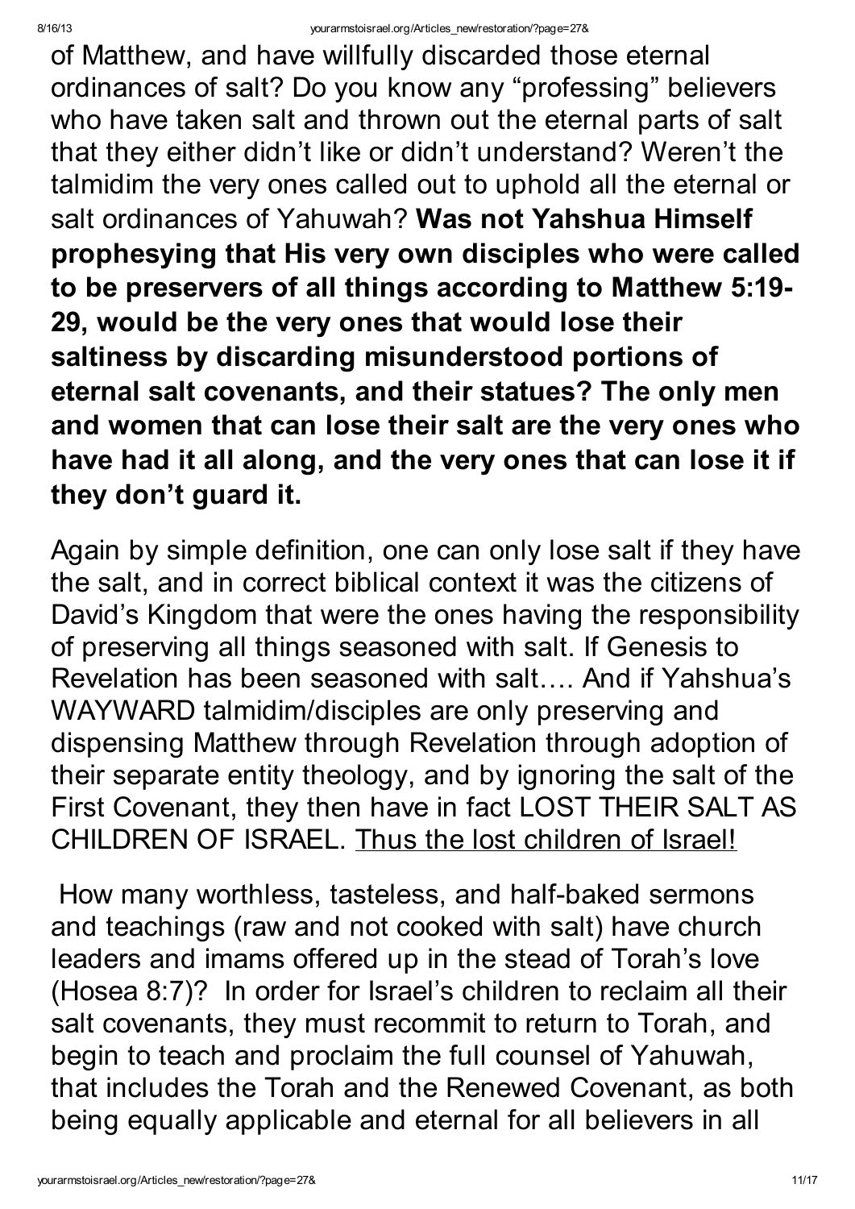of Matthew, and have willfully discarded those eternal ordinances of salt? Do you know any "professing" believers who have taken salt and thrown out the eternal parts of salt that they either didn't like or didn't understand? Weren't the talmidim the very ones called out to uphold all the eternal or salt ordinances of Yahuwah? **Was not Yahshua Himself prophesying that His very own disciples who were called to be preservers of all things according to Matthew 5:19-29, would be the very ones that would lose their saltiness by discarding misunderstood portions of eternal salt covenants, and their statues? The only men and women that can lose their salt are the very ones who have had it all along, and the very ones that can lose it if they don't guard it.**

Again by simple definition, one can only lose salt if they have the salt, and in correct biblical context it was the citizens of David's Kingdom that were the ones having the responsibility of preserving all things seasoned with salt. If Genesis to Revelation has been seasoned with salt…. And if Yahshua's WAYWARD talmidim/disciples are only preserving and dispensing Matthew through Revelation through adoption of their separate entity theology, and by ignoring the salt of the First Covenant, they then have in fact LOST THEIR SALT AS CHILDREN OF ISRAEL. <u>Thus the lost children of Israel!</u>

How many worthless, tasteless, and half-baked sermons and teachings (raw and not cooked with salt) have church leaders and imams offered up in the stead of Torah's love (Hosea 8:7)? In order for Israel's children to reclaim all their salt covenants, they must recommit to return to Torah, and begin to teach and proclaim the full counsel of Yahuwah, that includes the Torah and the Renewed Covenant, as both being equally applicable and eternal for all believers in all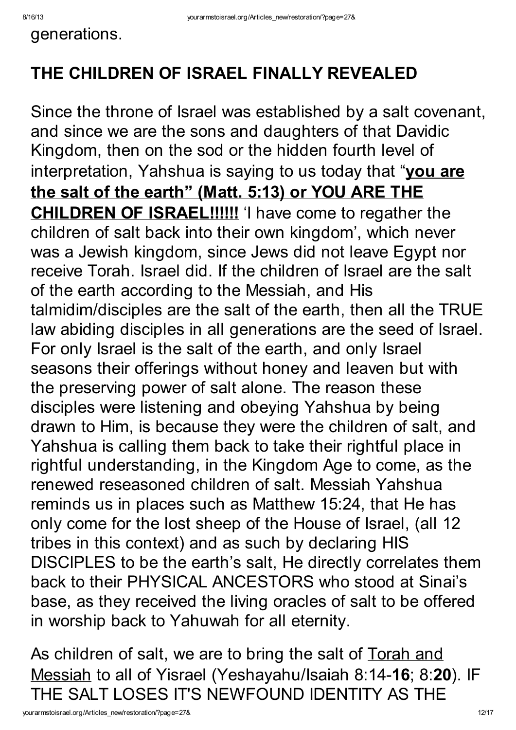generations.

## THE CHILDREN OF ISRAEL FINALLY REVEALED

Since the throne of Israel was established by a salt covenant, and since we are the sons and daughters of that Davidic Kingdom, then on the sod or the hidden fourth level of interpretation, Yahshua is saying to us today that "**<u>you are the salt of the earth" (Matt. 5:13) or YOU ARE THE CHILDREN OF ISRAEL!!!!!!</u>** 'I have come to regather the children of salt back into their own kingdom', which never was a Jewish kingdom, since Jews did not leave Egypt nor receive Torah. Israel did. If the children of Israel are the salt of the earth according to the Messiah, and His talmidim/disciples are the salt of the earth, then all the TRUE law abiding disciples in all generations are the seed of Israel. For only Israel is the salt of the earth, and only Israel seasons their offerings without honey and leaven but with the preserving power of salt alone. The reason these disciples were listening and obeying Yahshua by being drawn to Him, is because they were the children of salt, and Yahshua is calling them back to take their rightful place in rightful understanding, in the Kingdom Age to come, as the renewed reseasoned children of salt. Messiah Yahshua reminds us in places such as Matthew 15:24, that He has only come for the lost sheep of the House of Israel, (all 12 tribes in this context) and as such by declaring HIS DISCIPLES to be the earth's salt, He directly correlates them back to their PHYSICAL ANCESTORS who stood at Sinai's base, as they received the living oracles of salt to be offered in worship back to Yahuwah for all eternity.

As children of salt, we are to bring the salt of <u>Torah and Messiah</u> to all of Yisrael (Yeshayahu/Isaiah 8:14-**16**; 8:**20**). IF THE SALT LOSES IT'S NEWFOUND IDENTITY AS THE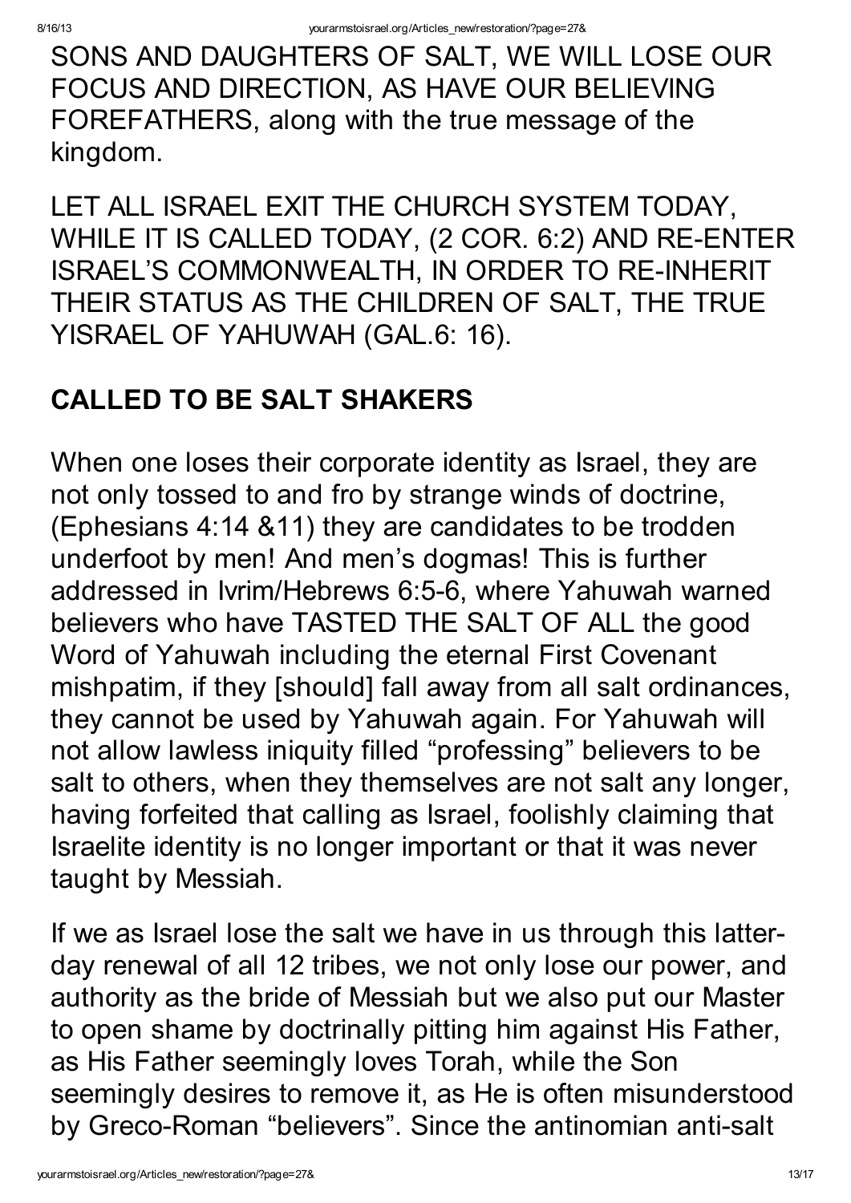SONS AND DAUGHTERS OF SALT, WE WILL LOSE OUR FOCUS AND DIRECTION, AS HAVE OUR BELIEVING FOREFATHERS, along with the true message of the kingdom.

LET ALL ISRAEL EXIT THE CHURCH SYSTEM TODAY, WHILE IT IS CALLED TODAY, (2 COR. 6:2) AND RE-ENTER ISRAEL'S COMMONWEALTH, IN ORDER TO RE-INHERIT THEIR STATUS AS THE CHILDREN OF SALT, THE TRUE YISRAEL OF YAHUWAH (GAL.6: 16).

## CALLED TO BE SALT SHAKERS

When one loses their corporate identity as Israel, they are not only tossed to and fro by strange winds of doctrine, (Ephesians 4:14 &11) they are candidates to be trodden underfoot by men! And men's dogmas! This is further addressed in Ivrim/Hebrews 6:5-6, where Yahuwah warned believers who have TASTED THE SALT OF ALL the good Word of Yahuwah including the eternal First Covenant mishpatim, if they [should] fall away from all salt ordinances, they cannot be used by Yahuwah again. For Yahuwah will not allow lawless iniquity filled "professing" believers to be salt to others, when they themselves are not salt any longer, having forfeited that calling as Israel, foolishly claiming that Israelite identity is no longer important or that it was never taught by Messiah.

If we as Israel lose the salt we have in us through this latter-day renewal of all 12 tribes, we not only lose our power, and authority as the bride of Messiah but we also put our Master to open shame by doctrinally pitting him against His Father, as His Father seemingly loves Torah, while the Son seemingly desires to remove it, as He is often misunderstood by Greco-Roman "believers". Since the antinomian anti-salt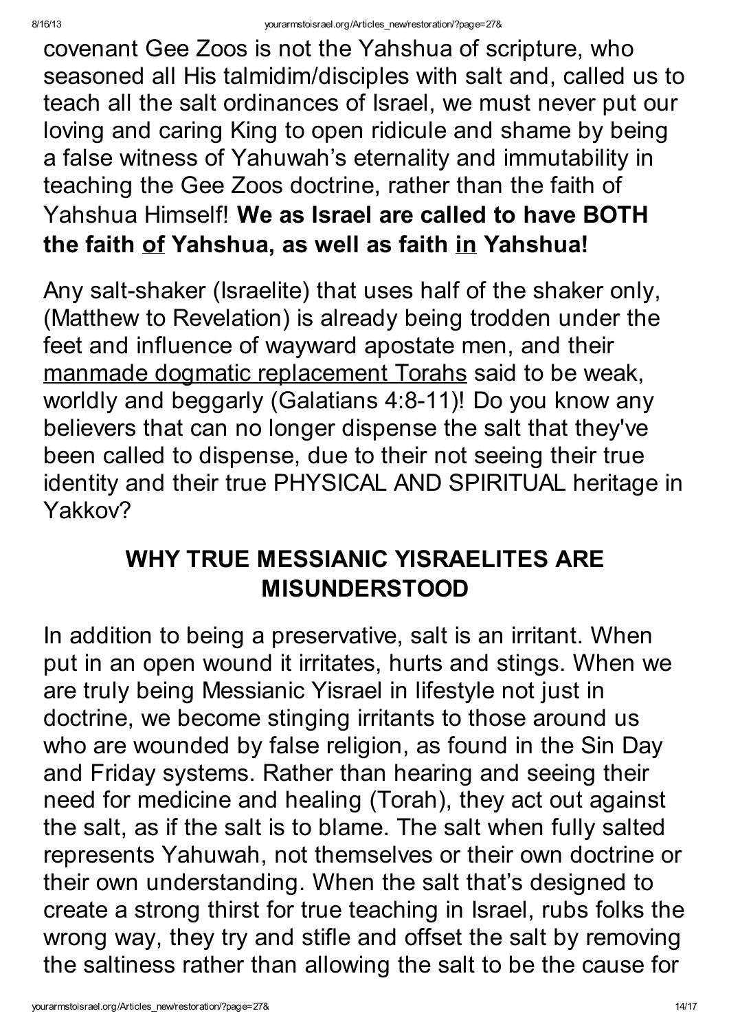covenant Gee Zoos is not the Yahshua of scripture, who seasoned all His talmidim/disciples with salt and, called us to teach all the salt ordinances of Israel, we must never put our loving and caring King to open ridicule and shame by being a false witness of Yahuwah's eternality and immutability in teaching the Gee Zoos doctrine, rather than the faith of Yahshua Himself! **We as Israel are called to have BOTH the faith <u>of</u> Yahshua, as well as faith <u>in</u> Yahshua!**

Any salt-shaker (Israelite) that uses half of the shaker only, (Matthew to Revelation) is already being trodden under the feet and influence of wayward apostate men, and their <u>manmade dogmatic replacement Torahs</u> said to be weak, worldly and beggarly (Galatians 4:8-11)! Do you know any believers that can no longer dispense the salt that they've been called to dispense, due to their not seeing their true identity and their true PHYSICAL AND SPIRITUAL heritage in Yakkov?

## WHY TRUE MESSIANIC YISRAELITES ARE MISUNDERSTOOD

In addition to being a preservative, salt is an irritant. When put in an open wound it irritates, hurts and stings. When we are truly being Messianic Yisrael in lifestyle not just in doctrine, we become stinging irritants to those around us who are wounded by false religion, as found in the Sin Day and Friday systems. Rather than hearing and seeing their need for medicine and healing (Torah), they act out against the salt, as if the salt is to blame. The salt when fully salted represents Yahuwah, not themselves or their own doctrine or their own understanding. When the salt that's designed to create a strong thirst for true teaching in Israel, rubs folks the wrong way, they try and stifle and offset the salt by removing the saltiness rather than allowing the salt to be the cause for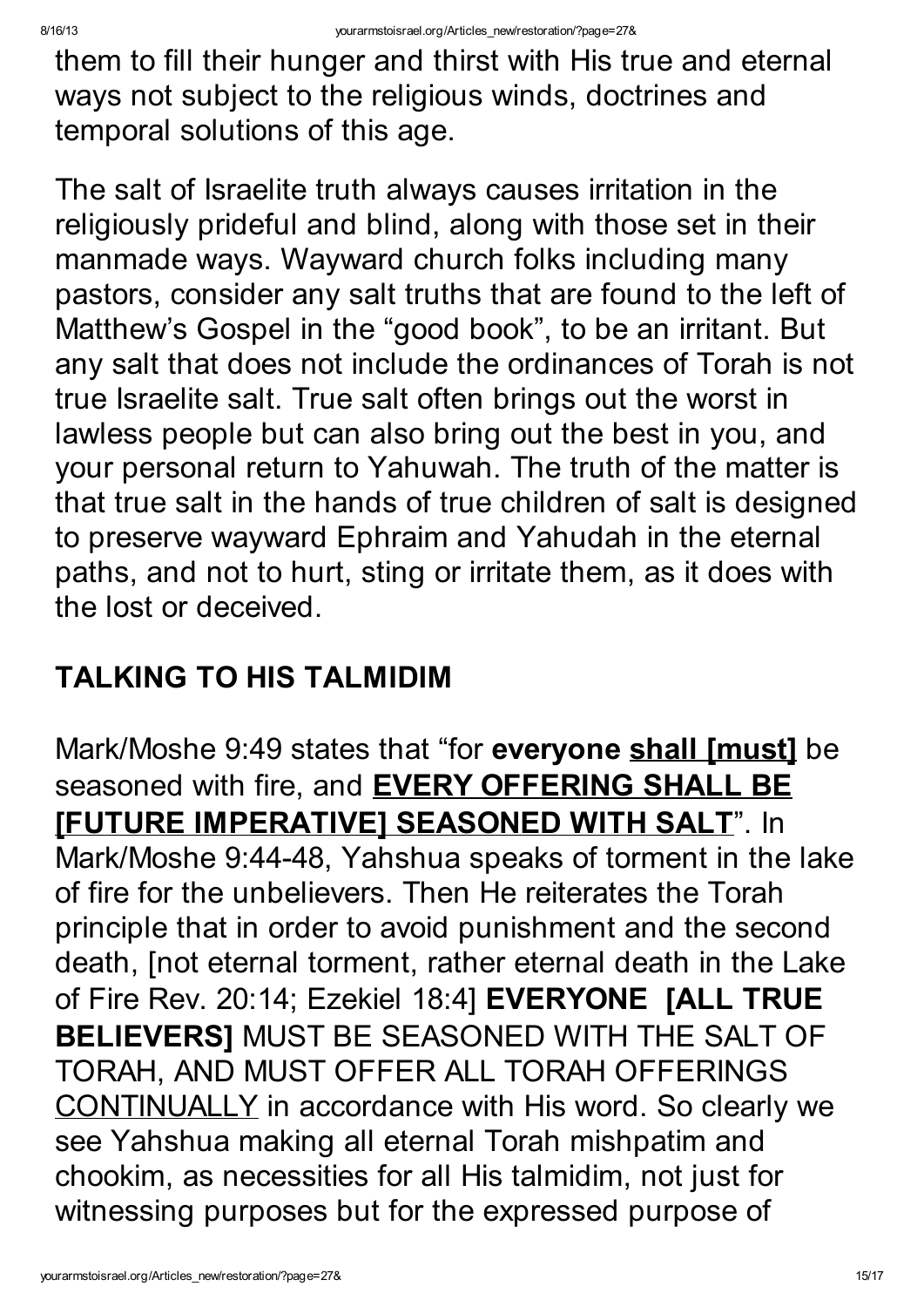them to fill their hunger and thirst with His true and eternal ways not subject to the religious winds, doctrines and temporal solutions of this age.

The salt of Israelite truth always causes irritation in the religiously prideful and blind, along with those set in their manmade ways. Wayward church folks including many pastors, consider any salt truths that are found to the left of Matthew's Gospel in the "good book", to be an irritant. But any salt that does not include the ordinances of Torah is not true Israelite salt. True salt often brings out the worst in lawless people but can also bring out the best in you, and your personal return to Yahuwah. The truth of the matter is that true salt in the hands of true children of salt is designed to preserve wayward Ephraim and Yahudah in the eternal paths, and not to hurt, sting or irritate them, as it does with the lost or deceived.

## TALKING TO HIS TALMIDIM

Mark/Moshe 9:49 states that "for **everyone <u>shall [must]</u>** be seasoned with fire, and **<u>EVERY OFFERING SHALL BE [FUTURE IMPERATIVE] SEASONED WITH SALT</u>**". In Mark/Moshe 9:44-48, Yahshua speaks of torment in the lake of fire for the unbelievers. Then He reiterates the Torah principle that in order to avoid punishment and the second death, [not eternal torment, rather eternal death in the Lake of Fire Rev. 20:14; Ezekiel 18:4] **EVERYONE [ALL TRUE BELIEVERS]** MUST BE SEASONED WITH THE SALT OF TORAH, AND MUST OFFER ALL TORAH OFFERINGS <u>CONTINUALLY</u> in accordance with His word. So clearly we see Yahshua making all eternal Torah mishpatim and chookim, as necessities for all His talmidim, not just for witnessing purposes but for the expressed purpose of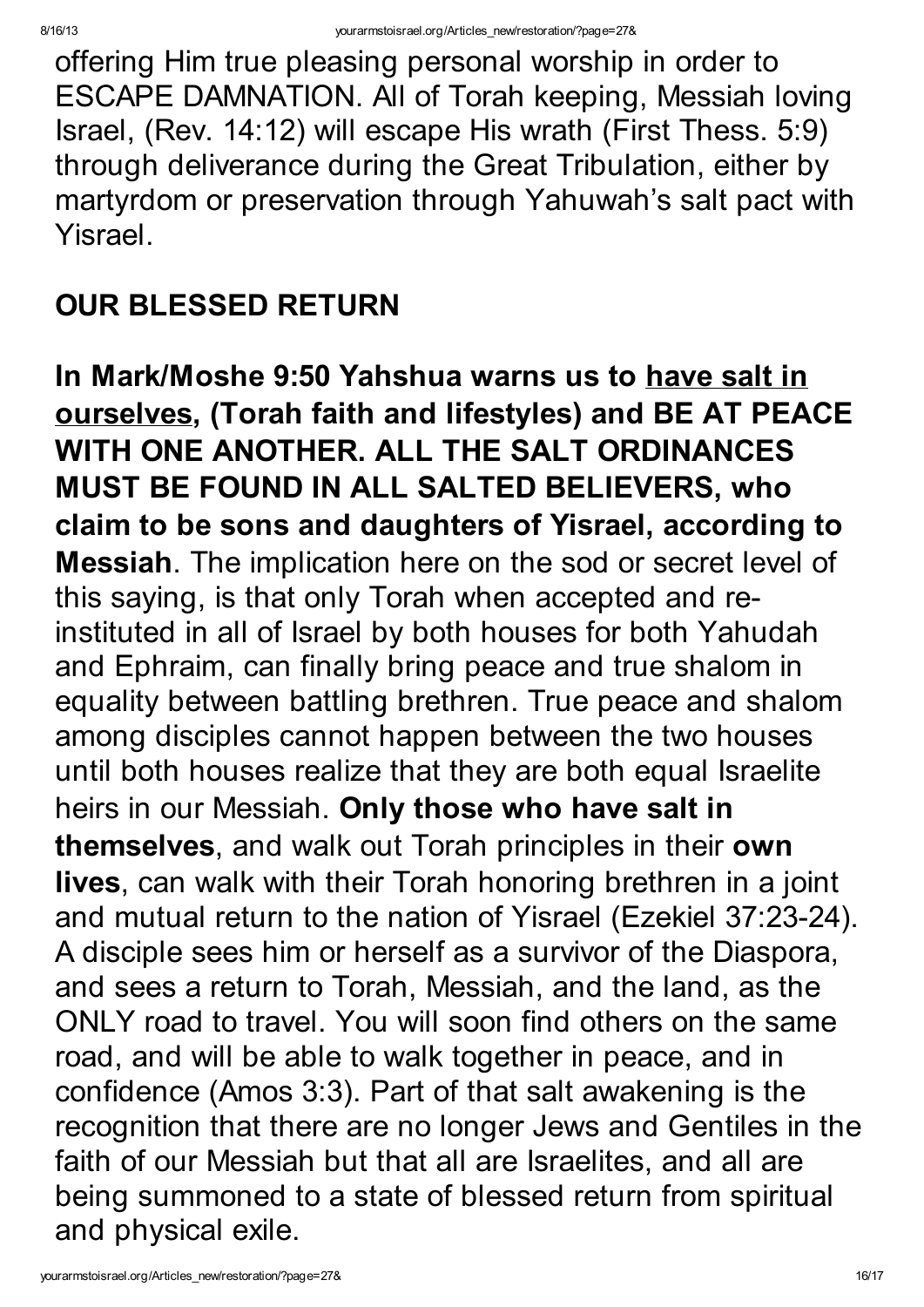offering Him true pleasing personal worship in order to ESCAPE DAMNATION. All of Torah keeping, Messiah loving Israel, (Rev. 14:12) will escape His wrath (First Thess. 5:9) through deliverance during the Great Tribulation, either by martyrdom or preservation through Yahuwah's salt pact with Yisrael.

## OUR BLESSED RETURN

**In Mark/Moshe 9:50 Yahshua warns us to <u>have salt in ourselves</u>, (Torah faith and lifestyles) and BE AT PEACE WITH ONE ANOTHER. ALL THE SALT ORDINANCES MUST BE FOUND IN ALL SALTED BELIEVERS, who claim to be sons and daughters of Yisrael, according to Messiah**. The implication here on the sod or secret level of this saying, is that only Torah when accepted and re-instituted in all of Israel by both houses for both Yahudah and Ephraim, can finally bring peace and true shalom in equality between battling brethren. True peace and shalom among disciples cannot happen between the two houses until both houses realize that they are both equal Israelite heirs in our Messiah. **Only those who have salt in themselves**, and walk out Torah principles in their **own lives**, can walk with their Torah honoring brethren in a joint and mutual return to the nation of Yisrael (Ezekiel 37:23-24). A disciple sees him or herself as a survivor of the Diaspora, and sees a return to Torah, Messiah, and the land, as the ONLY road to travel. You will soon find others on the same road, and will be able to walk together in peace, and in confidence (Amos 3:3). Part of that salt awakening is the recognition that there are no longer Jews and Gentiles in the faith of our Messiah but that all are Israelites, and all are being summoned to a state of blessed return from spiritual and physical exile.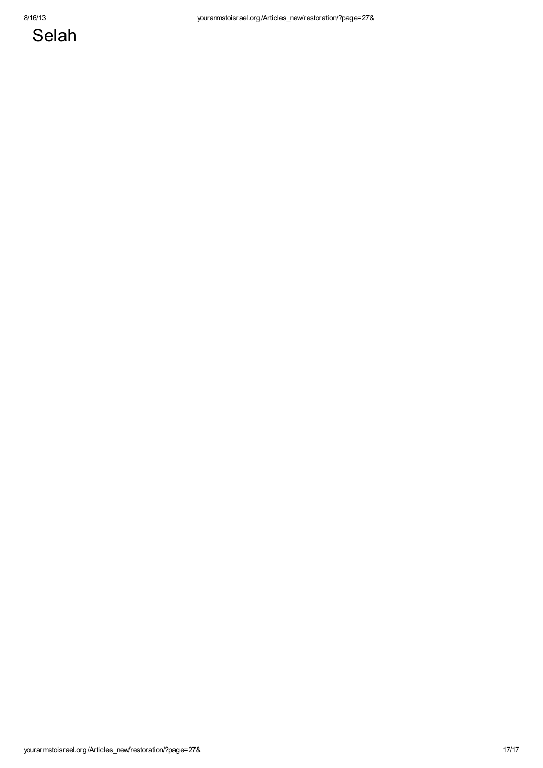Selah